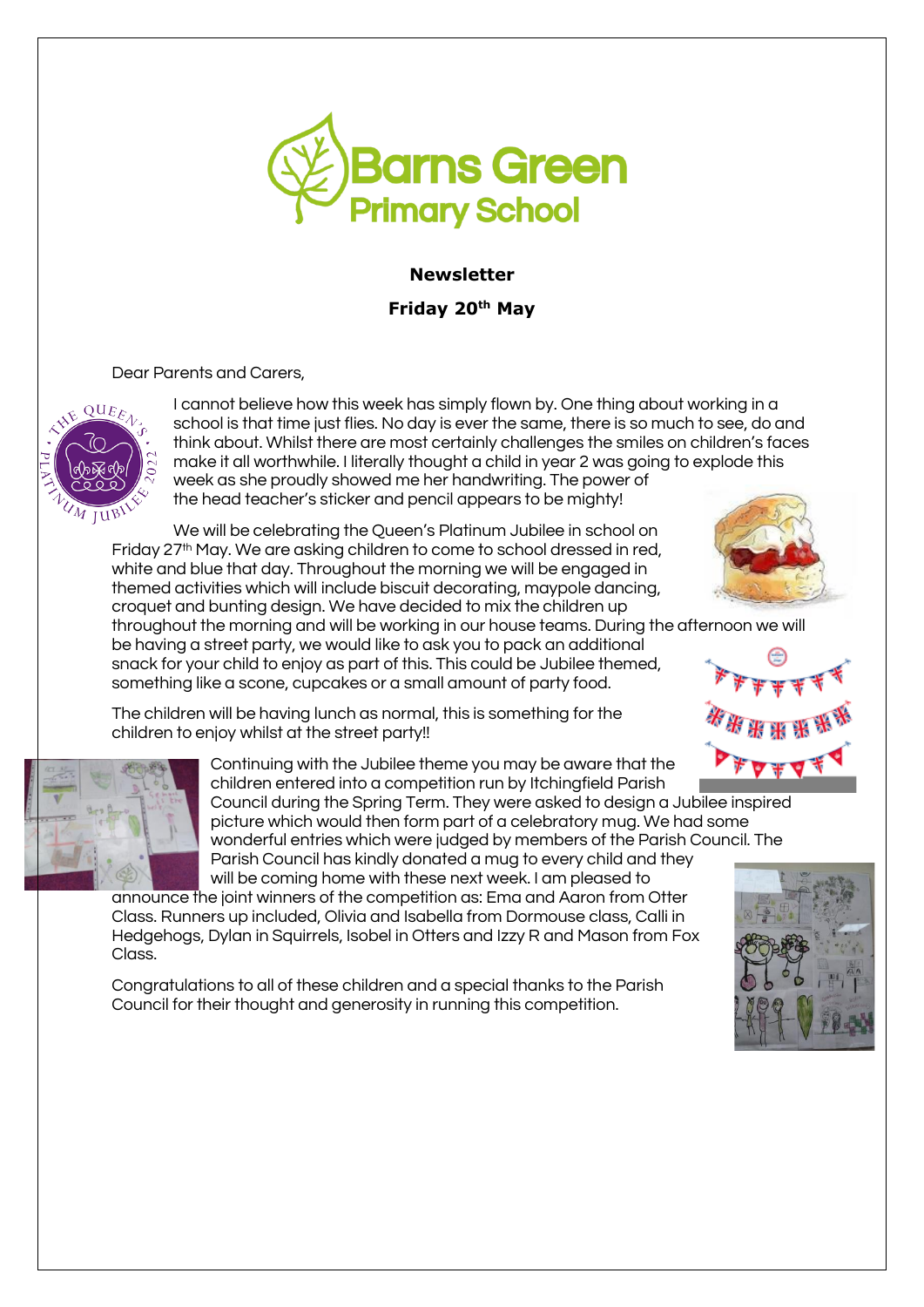**Newsletter**

**Friday 20th May**

Dear Parents and Carers,

I cannot believe how this week has simply flown by. One thing about working in a school is that time just flies. No day is ever the same, there is so much to see, do and think about. Whilst there are most certainly challenges the smiles on children's faces make it all worthwhile. I literally thought a child in year 2 was going to explode this week as she proudly showed me her handwriting. The power of the head teacher's sticker and pencil appears to be mighty!

We will be celebrating the Queen's Platinum Jubilee in school on Friday 27th May. We are asking children to come to school dressed in red, white and blue that day. Throughout the morning we will be engaged in themed activities which will include biscuit decorating, maypole dancing, croquet and bunting design. We have decided to mix the children up throughout the morning and will be working in our house teams. During the afternoon we will be having a street party, we would like to ask you to pack an additional snack for your child to enjoy as part of this. This could be Jubilee themed, something like a scone, cupcakes or a small amount of party food.

The children will be having lunch as normal, this is something for the children to enjoy whilst at the street party!!

Continuing with the Jubilee theme you may be aware that the children entered into a competition run by Itchingfield Parish Council during the Spring Term. They were asked to design a Jubilee inspired picture which would then form part of a celebratory mug. We had some wonderful entries which were judged by members of the Parish Council. The Parish Council has kindly donated a mug to every child and they will be coming home with these next week. I am pleased to announce the joint winners of the competition as: Ema and Aaron from Otter Class. Runners up included, Olivia and Isabella from Dormouse class, Calli in Hedgehogs, Dylan in Squirrels, Isobel in Otters and Izzy R and Mason from Fox Class.

Congratulations to all of these children and a special thanks to the Parish Council for their thought and generosity in running this competition.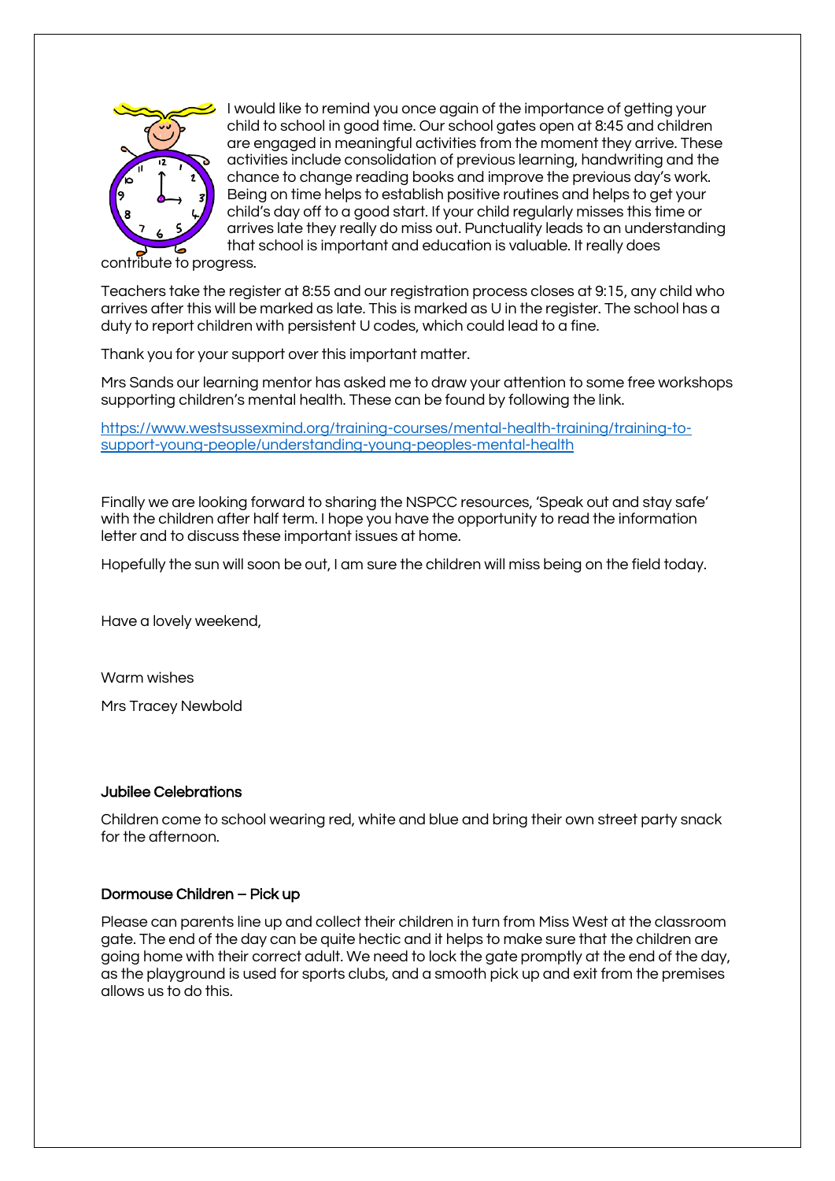I would like to remind you once again of the importance of getting your child to school in good time. Our school gates open at 8:45 and children are engaged in meaningful activities from the moment they arrive. These activities include consolidation of previous learning, handwriting and the chance to change reading books and improve the previous day's work. Being on time helps to establish positive routines and helps to get your child's day off to a good start. If your child regularly misses this time or arrives late they really do miss out. Punctuality leads to an understanding that school is important and education is valuable. It really does contribute to progress.

Teachers take the register at 8:55 and our registration process closes at 9:15, any child who arrives after this will be marked as late. This is marked as U in the register. The school has a duty to report children with persistent U codes, which could lead to a fine.

Thank you for your support over this important matter.

Mrs Sands our learning mentor has asked me to draw your attention to some free workshops supporting children's mental health. These can be found by following the link.

https://www.westsussexmind.org/training-courses/mental-health-training/training-to-support-young-people/understanding-young-peoples-mental-health

Finally we are looking forward to sharing the NSPCC resources, 'Speak out and stay safe' with the children after half term. I hope you have the opportunity to read the information letter and to discuss these important issues at home.

Hopefully the sun will soon be out, I am sure the children will miss being on the field today.

Have a lovely weekend,

Warm wishes

Mrs Tracey Newbold

### Jubilee Celebrations

Children come to school wearing red, white and blue and bring their own street party snack for the afternoon.

### Dormouse Children – Pick up

Please can parents line up and collect their children in turn from Miss West at the classroom gate. The end of the day can be quite hectic and it helps to make sure that the children are going home with their correct adult. We need to lock the gate promptly at the end of the day, as the playground is used for sports clubs, and a smooth pick up and exit from the premises allows us to do this.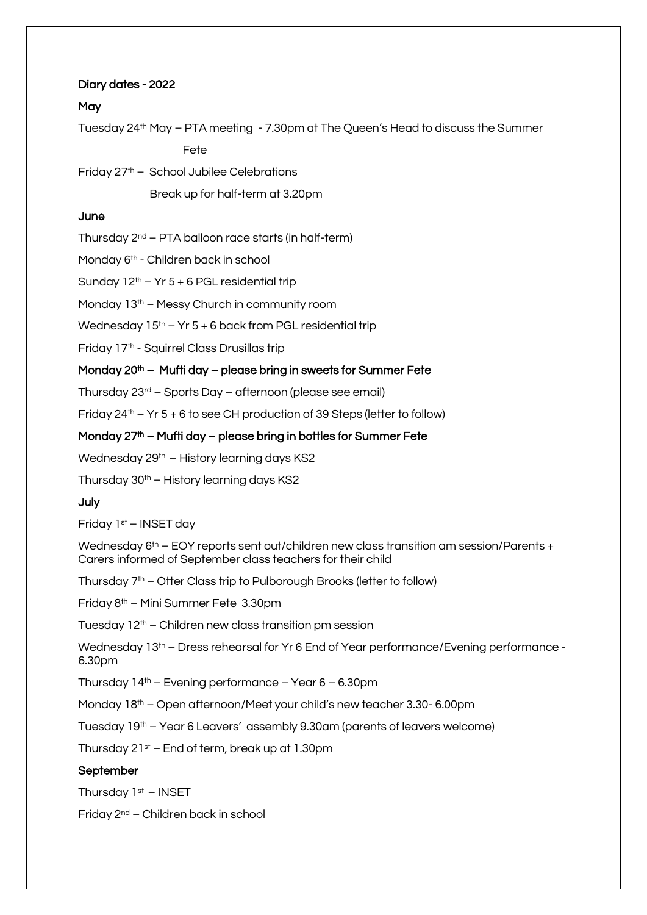## Diary dates - 2022

### May

Tuesday 24th May – PTA meeting - 7.30pm at The Queen's Head to discuss the Summer Fete

Friday 27th – School Jubilee Celebrations

Break up for half-term at 3.20pm

### June

Thursday 2nd – PTA balloon race starts (in half-term)

Monday 6th - Children back in school

Sunday 12th – Yr 5 + 6 PGL residential trip

Monday 13th – Messy Church in community room

Wednesday 15th – Yr 5 + 6 back from PGL residential trip

Friday 17th - Squirrel Class Drusillas trip

**Monday 20th – Mufti day – please bring in sweets for Summer Fete**

Thursday 23rd – Sports Day – afternoon (please see email)

Friday 24th – Yr 5 + 6 to see CH production of 39 Steps (letter to follow)

**Monday 27th – Mufti day – please bring in bottles for Summer Fete**

Wednesday 29th – History learning days KS2

Thursday 30th – History learning days KS2

### July

Friday 1st – INSET day

Wednesday 6th – EOY reports sent out/children new class transition am session/Parents + Carers informed of September class teachers for their child

Thursday 7th – Otter Class trip to Pulborough Brooks (letter to follow)

Friday 8th – Mini Summer Fete 3.30pm

Tuesday 12th – Children new class transition pm session

Wednesday 13th – Dress rehearsal for Yr 6 End of Year performance/Evening performance - 6.30pm

Thursday 14th – Evening performance – Year 6 – 6.30pm

Monday 18th – Open afternoon/Meet your child's new teacher 3.30- 6.00pm

Tuesday 19th – Year 6 Leavers' assembly 9.30am (parents of leavers welcome)

Thursday 21st – End of term, break up at 1.30pm

### September

Thursday 1st – INSET

Friday 2nd – Children back in school